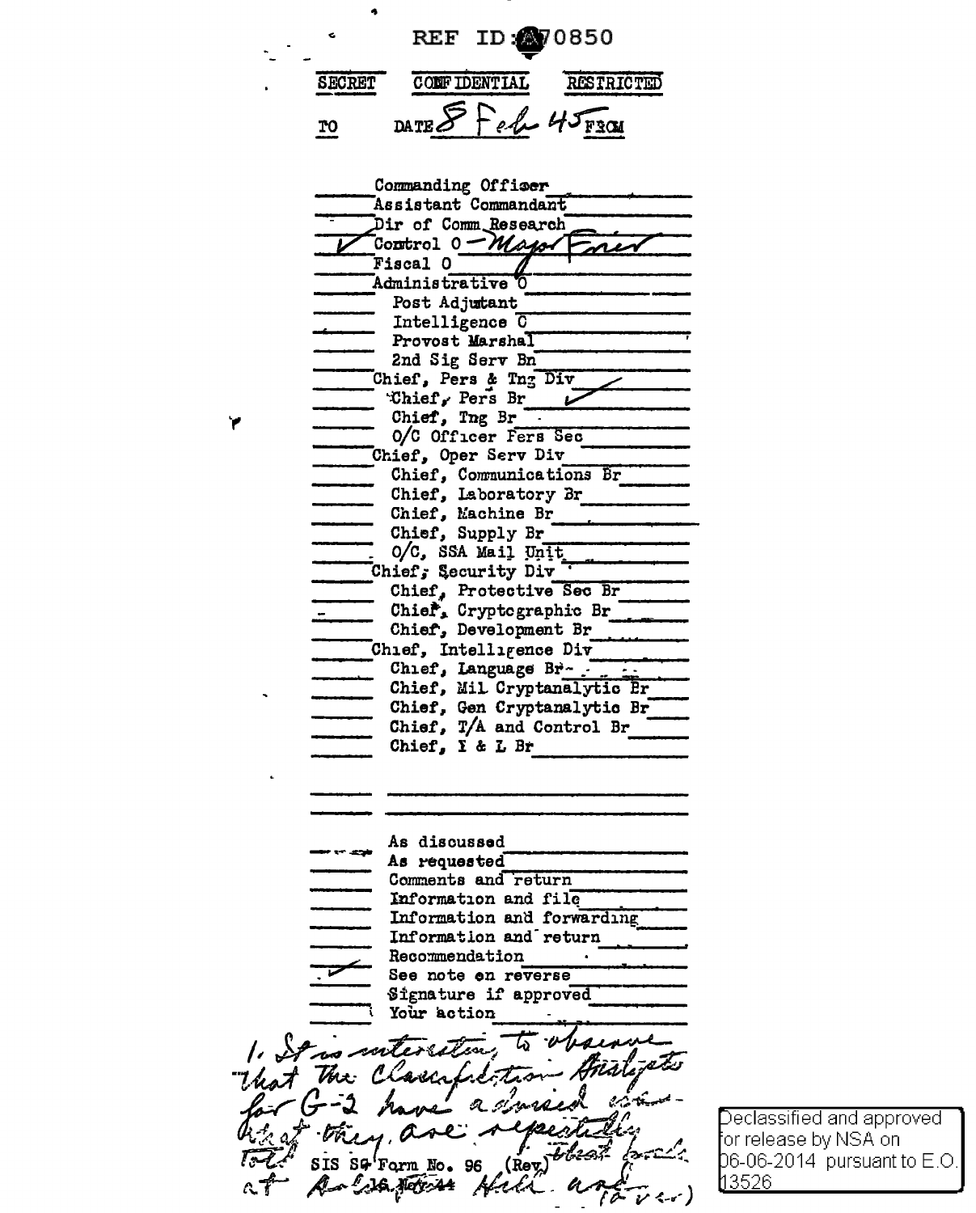REF ID:A70850

SECRET CONFIDENTIAL RESTRICTED

TO DATE 8 Feb 45 FROM

| | |
|---|---|
| | Commanding Officer |
| | Assistant Commandant |
| | Dir of Comm Research |
| ✓ | Control O — Major Frier |
| | Fiscal O |
| | Administrative O |
| | Post Adjutant |
| | Intelligence O |
| | Provost Marshal |
| | 2nd Sig Serv Bn |
| | Chief, Pers & Tng Div |
| | Chief, Pers Br ✓ |
| | Chief, Tng Br |
| | O/C Officer Pers Sec |
| | Chief, Oper Serv Div |
| | Chief, Communications Br |
| | Chief, Laboratory Br |
| | Chief, Machine Br |
| | Chief, Supply Br |
| | O/C, SSA Mail Unit |
| | Chief, Security Div |
| | Chief, Protective Sec Br |
| | Chief, Cryptographic Br |
| | Chief, Development Br |
| | Chief, Intelligence Div |
| | Chief, Language Br |
| | Chief, Mil Cryptanalytic Br |
| | Chief, Gen Cryptanalytic Br |
| | Chief, T/A and Control Br |
| | Chief, I & L Br |
| | |
| | |
| | As discussed |
| | As requested |
| | Comments and return |
| | Information and file |
| | Information and forwarding |
| | Information and return |
| | Recommendation |
| ✓ | See note on reverse |
| | Signature if approved |
| | Your action |

1. It is interesting to observe that the Classification Analysts for G-2 have advised ... that they are repeatedly told that ... at Arlington Hall and (over)

SIS SG Form No. 96 (Rev)

Declassified and approved for release by NSA on 06-06-2014 pursuant to E.O. 13526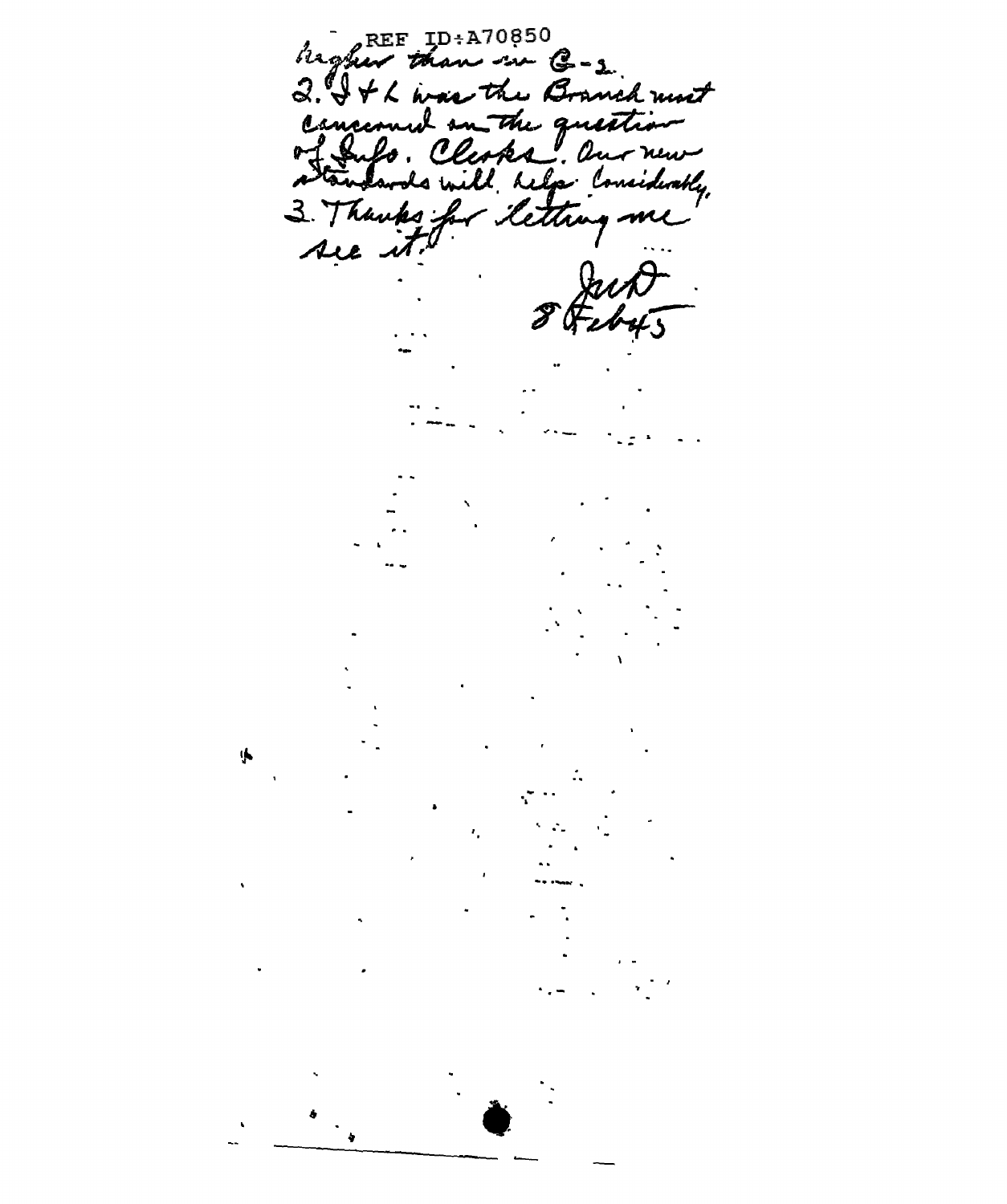REF ID:A70850

higher than in G-2.

2. I + L was the Branch most concerned on the question of Info. Clerks. Our new standards will help considerably.

3. Thanks for letting me see it.

JWD
8 Feb 45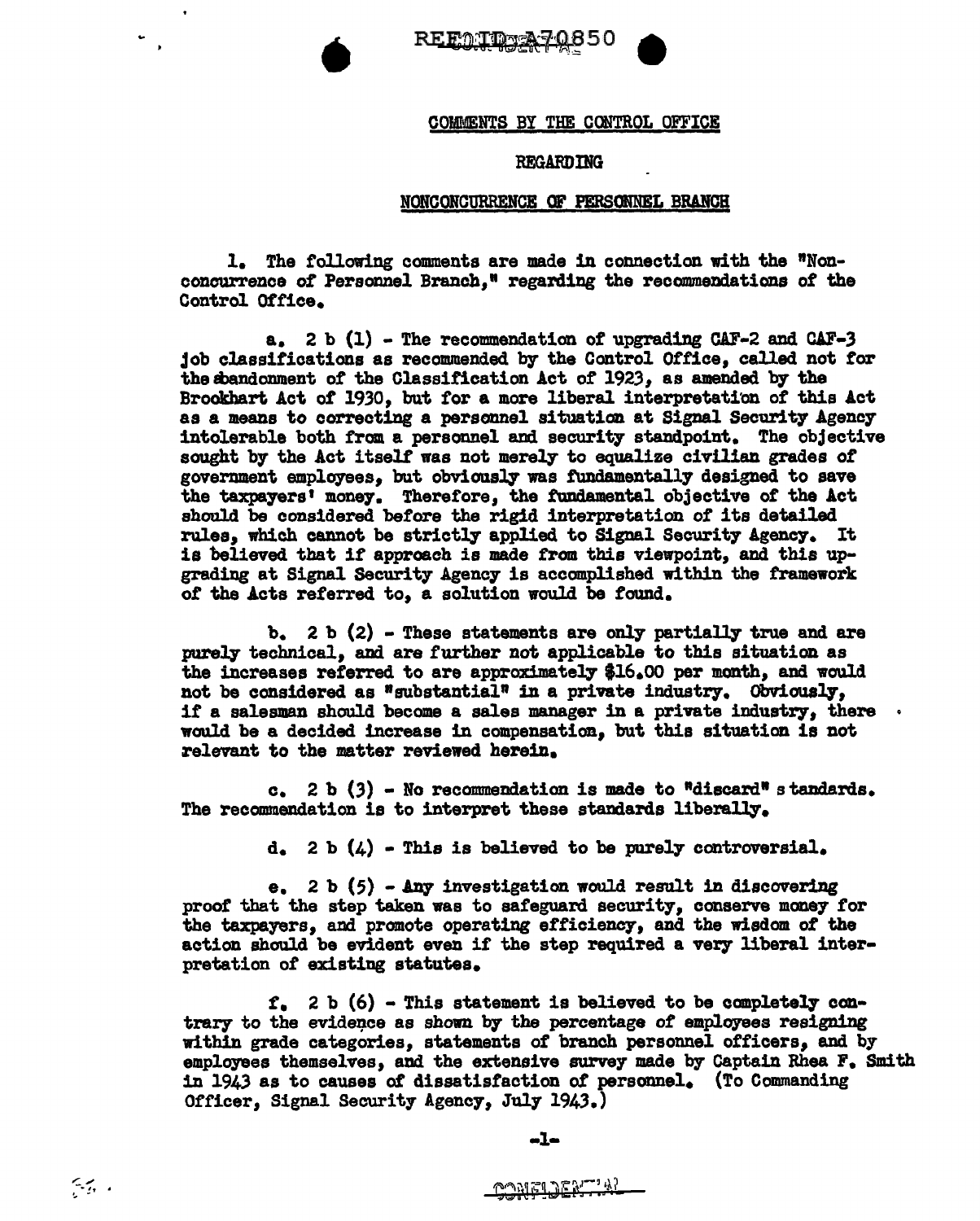## COMMENTS BY THE CONTROL OFFICE

## REGARDING

## NONCONCURRENCE OF PERSONNEL BRANCH

1. The following comments are made in connection with the "Nonconcurrence of Personnel Branch," regarding the recommendations of the Control Office.

   a. 2 b (1) - The recommendation of upgrading CAF-2 and CAF-3 job classifications as recommended by the Control Office, called not for the abandonment of the Classification Act of 1923, as amended by the Brookhart Act of 1930, but for a more liberal interpretation of this Act as a means to correcting a personnel situation at Signal Security Agency intolerable both from a personnel and security standpoint. The objective sought by the Act itself was not merely to equalize civilian grades of government employees, but obviously was fundamentally designed to save the taxpayers' money. Therefore, the fundamental objective of the Act should be considered before the rigid interpretation of its detailed rules, which cannot be strictly applied to Signal Security Agency. It is believed that if approach is made from this viewpoint, and this upgrading at Signal Security Agency is accomplished within the framework of the Acts referred to, a solution would be found.

   b. 2 b (2) - These statements are only partially true and are purely technical, and are further not applicable to this situation as the increases referred to are approximately $16.00 per month, and would not be considered as "substantial" in a private industry. Obviously, if a salesman should become a sales manager in a private industry, there would be a decided increase in compensation, but this situation is not relevant to the matter reviewed herein.

   c. 2 b (3) - No recommendation is made to "discard" standards. The recommendation is to interpret these standards liberally.

   d. 2 b (4) - This is believed to be purely controversial.

   e. 2 b (5) - Any investigation would result in discovering proof that the step taken was to safeguard security, conserve money for the taxpayers, and promote operating efficiency, and the wisdom of the action should be evident even if the step required a very liberal interpretation of existing statutes.

   f. 2 b (6) - This statement is believed to be completely contrary to the evidence as shown by the percentage of employees resigning within grade categories, statements of branch personnel officers, and by employees themselves, and the extensive survey made by Captain Rhea F. Smith in 1943 as to causes of dissatisfaction of personnel. (To Commanding Officer, Signal Security Agency, July 1943.)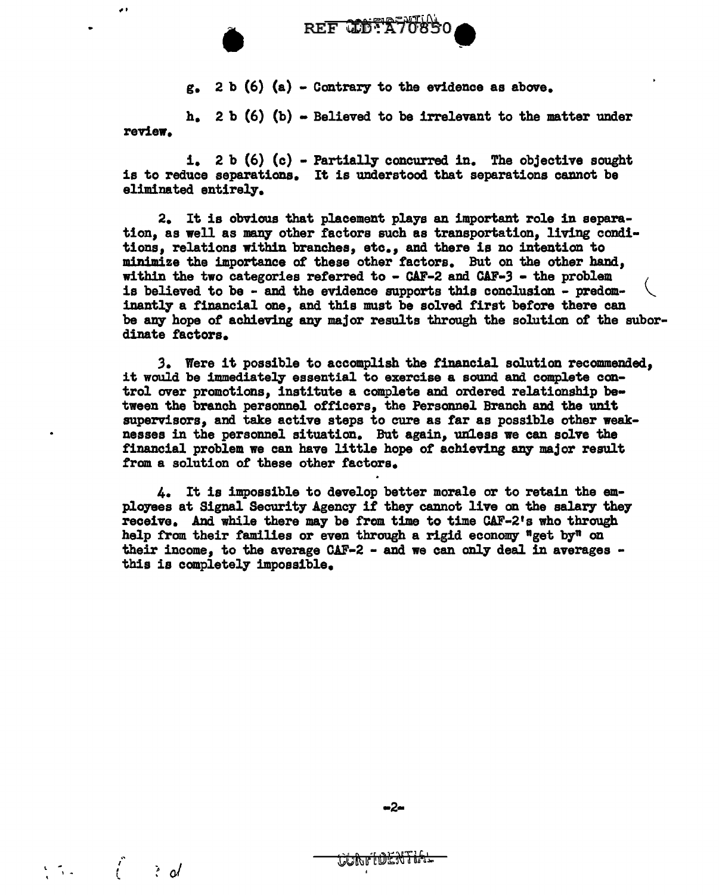g. 2 b (6) (a) - Contrary to the evidence as above.

h. 2 b (6) (b) - Believed to be irrelevant to the matter under review.

i. 2 b (6) (c) - Partially concurred in. The objective sought is to reduce separations. It is understood that separations cannot be eliminated entirely.

2. It is obvious that placement plays an important role in separation, as well as many other factors such as transportation, living conditions, relations within branches, etc., and there is no intention to minimize the importance of these other factors. But on the other hand, within the two categories referred to - CAF-2 and CAF-3 - the problem is believed to be - and the evidence supports this conclusion - predominantly a financial one, and this must be solved first before there can be any hope of achieving any major results through the solution of the subordinate factors.

3. Were it possible to accomplish the financial solution recommended, it would be immediately essential to exercise a sound and complete control over promotions, institute a complete and ordered relationship between the branch personnel officers, the Personnel Branch and the unit supervisors, and take active steps to cure as far as possible other weaknesses in the personnel situation. But again, unless we can solve the financial problem we can have little hope of achieving any major result from a solution of these other factors.

4. It is impossible to develop better morale or to retain the employees at Signal Security Agency if they cannot live on the salary they receive. And while there may be from time to time CAF-2's who through help from their families or even through a rigid economy "get by" on their income, to the average CAF-2 - and we can only deal in averages - this is completely impossible.